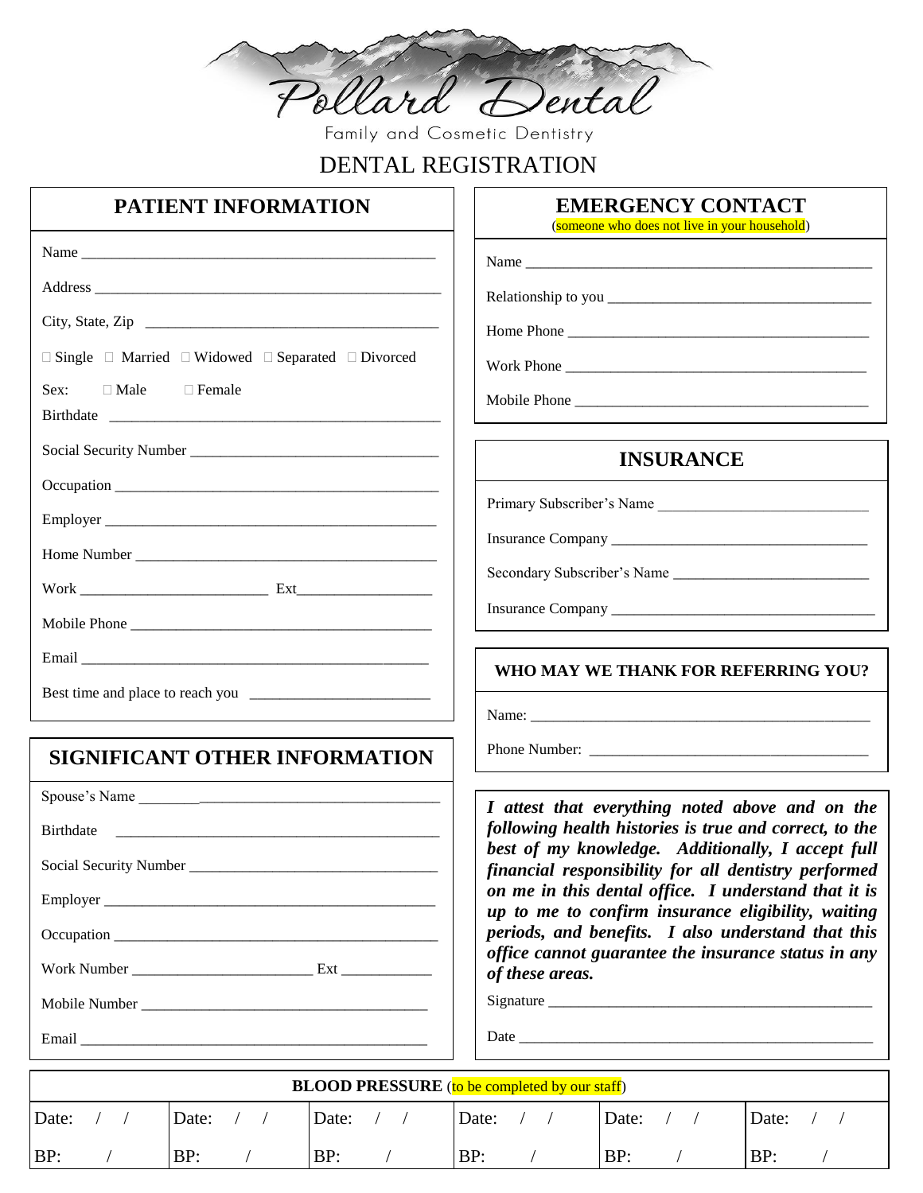# Pollard Dental

Family and Cosmetic Dentistry

## DENTAL REGISTRATION

### PATIENT INFORMATION

Name ______________________________________________

Address ______________________________________________

City, State, Zip ______________________________________

☐ Single ☐ Married ☐ Widowed ☐ Separated ☐ Divorced

Sex: ☐ Male ☐ Female

Birthdate ____________________________________________

Social Security Number _______________________________

Occupation ___________________________________________

Employer _____________________________________________

Home Number __________________________________________

Work ________________________ Ext_________________

Mobile Phone ________________________________________

Email ________________________________________________

Best time and place to reach you _______________________

### SIGNIFICANT OTHER INFORMATION

Spouse's Name ________________________________________

Birthdate ____________________________________________

Social Security Number _______________________________

Employer _____________________________________________

Occupation ___________________________________________

Work Number _______________________ Ext ____________

Mobile Number _______________________________________

Email ________________________________________________

### EMERGENCY CONTACT

(someone who does not live in your household)

Name ________________________________________________

Relationship to you ___________________________________

Home Phone __________________________________________

Work Phone __________________________________________

Mobile Phone ________________________________________

### INSURANCE

Primary Subscriber's Name ____________________________

Insurance Company ____________________________________

Secondary Subscriber's Name __________________________

Insurance Company ____________________________________

### WHO MAY WE THANK FOR REFERRING YOU?

Name: _______________________________________________

Phone Number: _______________________________________

***I attest that everything noted above and on the following health histories is true and correct, to the best of my knowledge. Additionally, I accept full financial responsibility for all dentistry performed on me in this dental office. I understand that it is up to me to confirm insurance eligibility, waiting periods, and benefits. I also understand that this office cannot guarantee the insurance status in any of these areas.***

Signature ___________________________________________

Date ________________________________________________

| **BLOOD PRESSURE** (to be completed by our staff) | | | | | |
|---|---|---|---|---|---|
| Date: / / | Date: / / | Date: / / | Date: / / | Date: / / | Date: / / |
| BP: / | BP: / | BP: / | BP: / | BP: / | BP: / |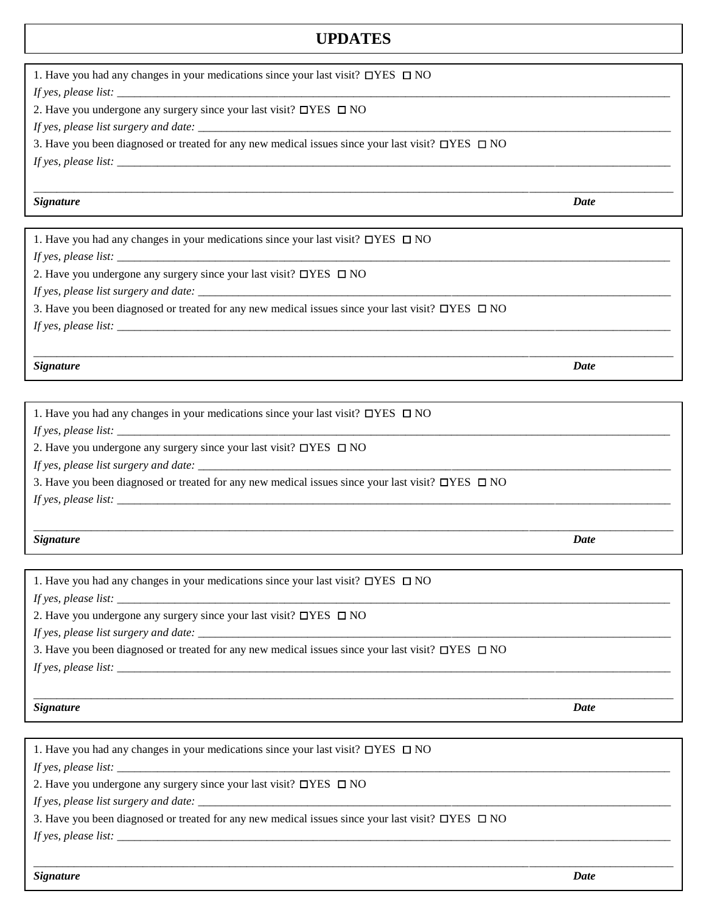# UPDATES

1. Have you had any changes in your medications since your last visit? ☐YES ☐ NO

*If yes, please list:* ______________________________________________

2. Have you undergone any surgery since your last visit? ☐YES ☐ NO

*If yes, please list surgery and date:* ______________________________________________

3. Have you been diagnosed or treated for any new medical issues since your last visit? ☐YES ☐ NO

*If yes, please list:* ______________________________________________

______________________________________________

***Signature*** ***Date***

---

1. Have you had any changes in your medications since your last visit? ☐YES ☐ NO

*If yes, please list:* ______________________________________________

2. Have you undergone any surgery since your last visit? ☐YES ☐ NO

*If yes, please list surgery and date:* ______________________________________________

3. Have you been diagnosed or treated for any new medical issues since your last visit? ☐YES ☐ NO

*If yes, please list:* ______________________________________________

______________________________________________

***Signature*** ***Date***

---

1. Have you had any changes in your medications since your last visit? ☐YES ☐ NO

*If yes, please list:* ______________________________________________

2. Have you undergone any surgery since your last visit? ☐YES ☐ NO

*If yes, please list surgery and date:* ______________________________________________

3. Have you been diagnosed or treated for any new medical issues since your last visit? ☐YES ☐ NO

*If yes, please list:* ______________________________________________

______________________________________________

***Signature*** ***Date***

---

1. Have you had any changes in your medications since your last visit? ☐YES ☐ NO

*If yes, please list:* ______________________________________________

2. Have you undergone any surgery since your last visit? ☐YES ☐ NO

*If yes, please list surgery and date:* ______________________________________________

3. Have you been diagnosed or treated for any new medical issues since your last visit? ☐YES ☐ NO

*If yes, please list:* ______________________________________________

______________________________________________

***Signature*** ***Date***

---

1. Have you had any changes in your medications since your last visit? ☐YES ☐ NO

*If yes, please list:* ______________________________________________

2. Have you undergone any surgery since your last visit? ☐YES ☐ NO

*If yes, please list surgery and date:* ______________________________________________

3. Have you been diagnosed or treated for any new medical issues since your last visit? ☐YES ☐ NO

*If yes, please list:* ______________________________________________

______________________________________________

***Signature*** ***Date***